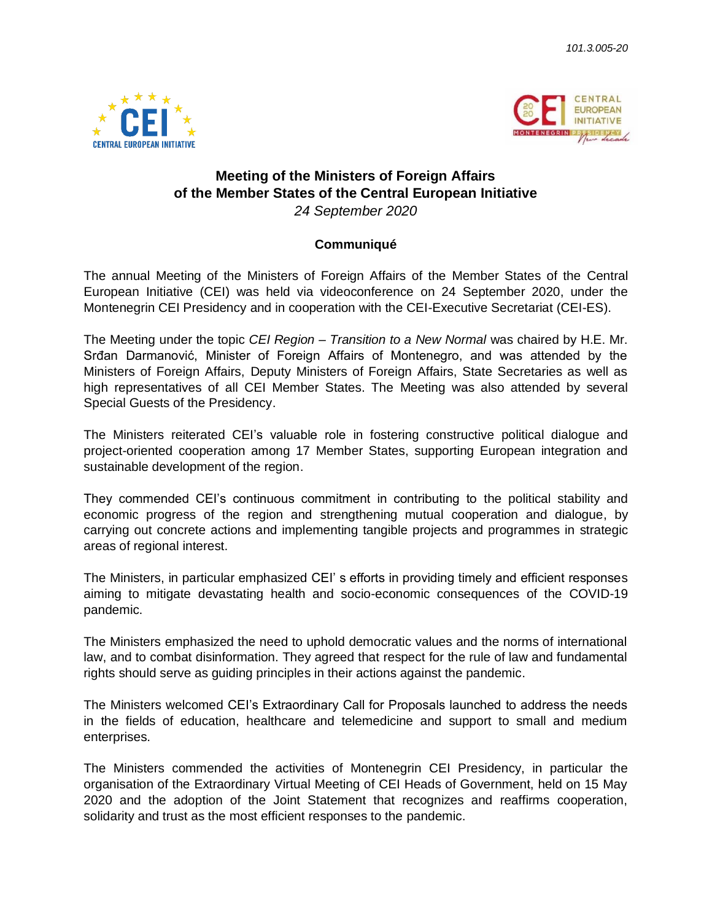101.3.005-20

# Meeting of the Ministers of Foreign Affairs of the Member States of the Central European Initiative

*24 September 2020*

## Communiqué

The annual Meeting of the Ministers of Foreign Affairs of the Member States of the Central European Initiative (CEI) was held via videoconference on 24 September 2020, under the Montenegrin CEI Presidency and in cooperation with the CEI-Executive Secretariat (CEI-ES).

The Meeting under the topic *CEI Region – Transition to a New Normal* was chaired by H.E. Mr. Srđan Darmanović, Minister of Foreign Affairs of Montenegro, and was attended by the Ministers of Foreign Affairs, Deputy Ministers of Foreign Affairs, State Secretaries as well as high representatives of all CEI Member States. The Meeting was also attended by several Special Guests of the Presidency.

The Ministers reiterated CEI's valuable role in fostering constructive political dialogue and project-oriented cooperation among 17 Member States, supporting European integration and sustainable development of the region.

They commended CEI's continuous commitment in contributing to the political stability and economic progress of the region and strengthening mutual cooperation and dialogue, by carrying out concrete actions and implementing tangible projects and programmes in strategic areas of regional interest.

The Ministers, in particular emphasized CEI' s efforts in providing timely and efficient responses aiming to mitigate devastating health and socio-economic consequences of the COVID-19 pandemic.

The Ministers emphasized the need to uphold democratic values and the norms of international law, and to combat disinformation. They agreed that respect for the rule of law and fundamental rights should serve as guiding principles in their actions against the pandemic.

The Ministers welcomed CEI's Extraordinary Call for Proposals launched to address the needs in the fields of education, healthcare and telemedicine and support to small and medium enterprises.

The Ministers commended the activities of Montenegrin CEI Presidency, in particular the organisation of the Extraordinary Virtual Meeting of CEI Heads of Government, held on 15 May 2020 and the adoption of the Joint Statement that recognizes and reaffirms cooperation, solidarity and trust as the most efficient responses to the pandemic.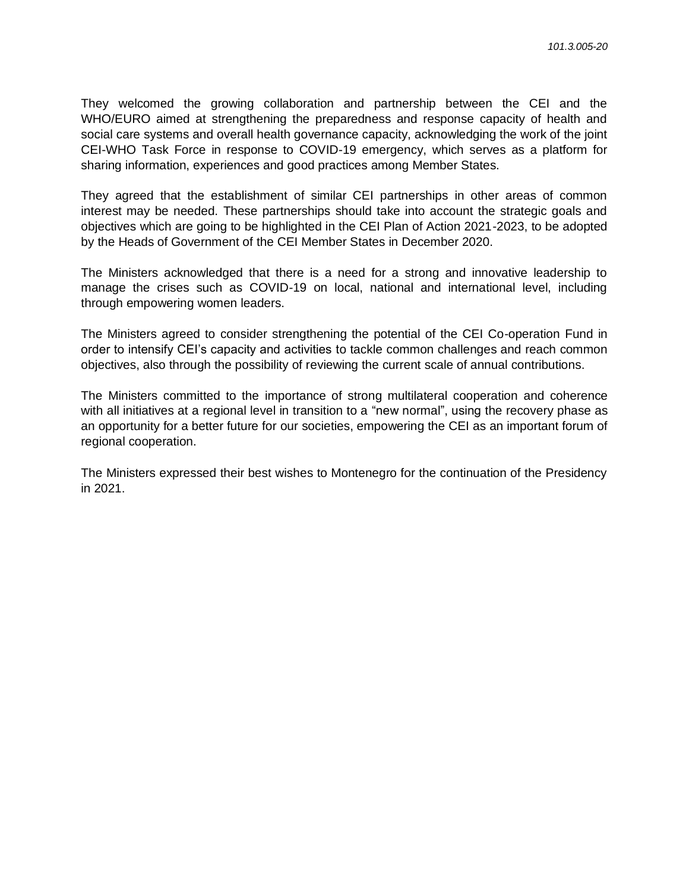They welcomed the growing collaboration and partnership between the CEI and the WHO/EURO aimed at strengthening the preparedness and response capacity of health and social care systems and overall health governance capacity, acknowledging the work of the joint CEI-WHO Task Force in response to COVID-19 emergency, which serves as a platform for sharing information, experiences and good practices among Member States.

They agreed that the establishment of similar CEI partnerships in other areas of common interest may be needed. These partnerships should take into account the strategic goals and objectives which are going to be highlighted in the CEI Plan of Action 2021-2023, to be adopted by the Heads of Government of the CEI Member States in December 2020.

The Ministers acknowledged that there is a need for a strong and innovative leadership to manage the crises such as COVID-19 on local, national and international level, including through empowering women leaders.

The Ministers agreed to consider strengthening the potential of the CEI Co-operation Fund in order to intensify CEI's capacity and activities to tackle common challenges and reach common objectives, also through the possibility of reviewing the current scale of annual contributions.

The Ministers committed to the importance of strong multilateral cooperation and coherence with all initiatives at a regional level in transition to a "new normal", using the recovery phase as an opportunity for a better future for our societies, empowering the CEI as an important forum of regional cooperation.

The Ministers expressed their best wishes to Montenegro for the continuation of the Presidency in 2021.